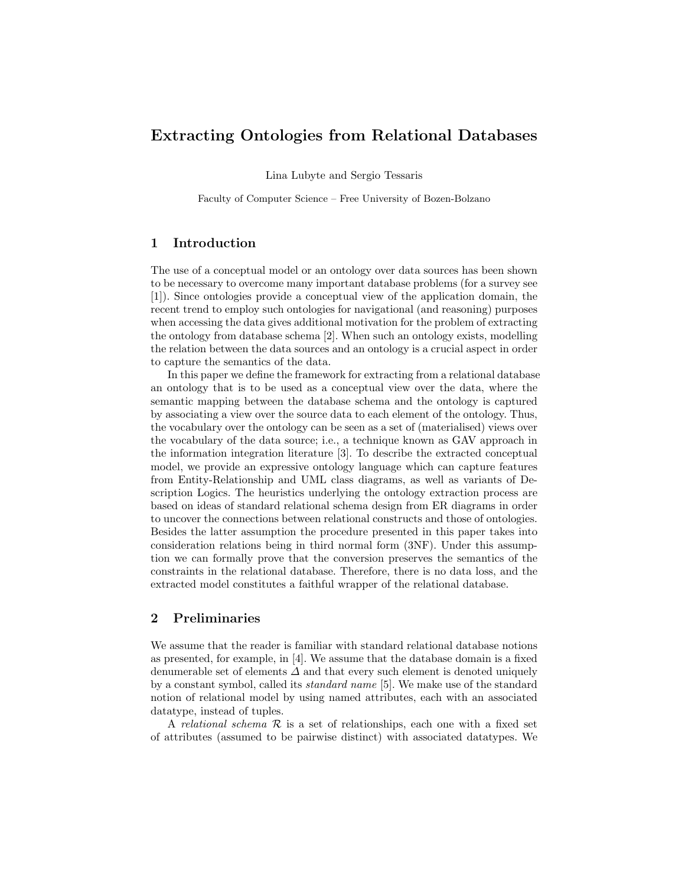# Extracting Ontologies from Relational Databases

Lina Lubyte and Sergio Tessaris

Faculty of Computer Science – Free University of Bozen-Bolzano

## 1 Introduction

The use of a conceptual model or an ontology over data sources has been shown to be necessary to overcome many important database problems (for a survey see [1]). Since ontologies provide a conceptual view of the application domain, the recent trend to employ such ontologies for navigational (and reasoning) purposes when accessing the data gives additional motivation for the problem of extracting the ontology from database schema [2]. When such an ontology exists, modelling the relation between the data sources and an ontology is a crucial aspect in order to capture the semantics of the data.

In this paper we define the framework for extracting from a relational database an ontology that is to be used as a conceptual view over the data, where the semantic mapping between the database schema and the ontology is captured by associating a view over the source data to each element of the ontology. Thus, the vocabulary over the ontology can be seen as a set of (materialised) views over the vocabulary of the data source; i.e., a technique known as GAV approach in the information integration literature [3]. To describe the extracted conceptual model, we provide an expressive ontology language which can capture features from Entity-Relationship and UML class diagrams, as well as variants of Description Logics. The heuristics underlying the ontology extraction process are based on ideas of standard relational schema design from ER diagrams in order to uncover the connections between relational constructs and those of ontologies. Besides the latter assumption the procedure presented in this paper takes into consideration relations being in third normal form (3NF). Under this assumption we can formally prove that the conversion preserves the semantics of the constraints in the relational database. Therefore, there is no data loss, and the extracted model constitutes a faithful wrapper of the relational database.

## 2 Preliminaries

We assume that the reader is familiar with standard relational database notions as presented, for example, in [4]. We assume that the database domain is a fixed denumerable set of elements $\Delta$ and that every such element is denoted uniquely by a constant symbol, called its *standard name* [5]. We make use of the standard notion of relational model by using named attributes, each with an associated datatype, instead of tuples.

A *relational schema* $\mathcal{R}$ is a set of relationships, each one with a fixed set of attributes (assumed to be pairwise distinct) with associated datatypes. We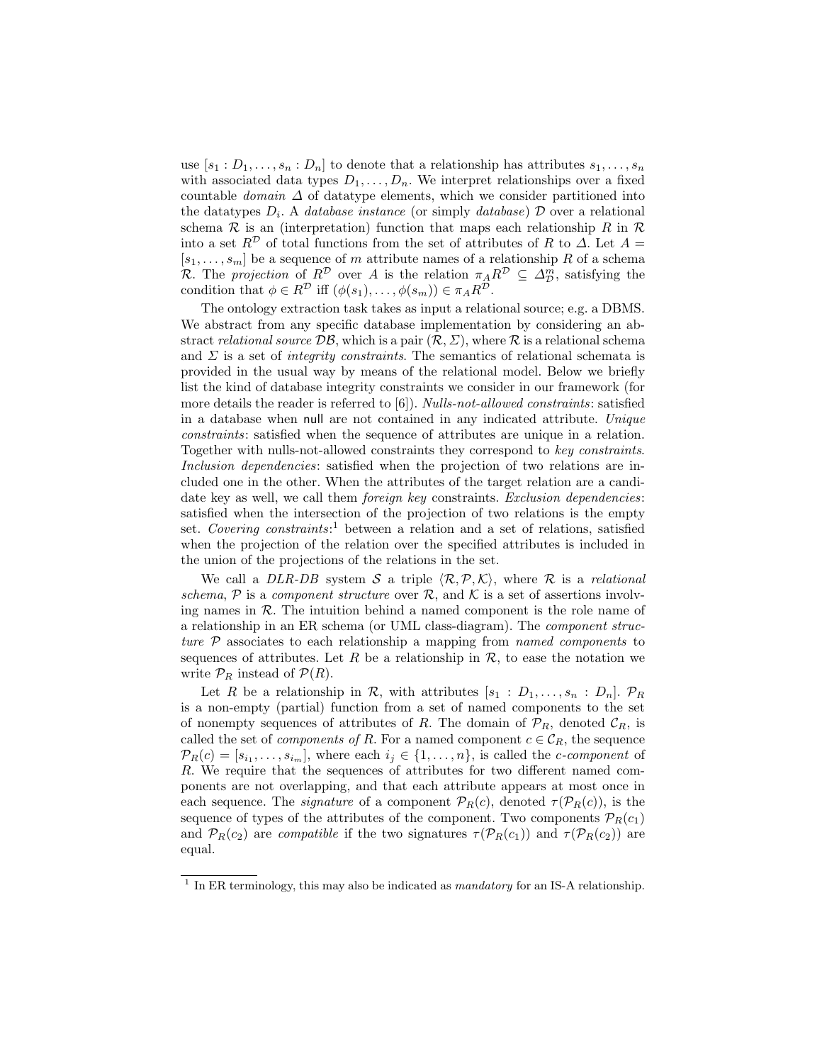use $[s_1 : D_1, \ldots, s_n : D_n]$ to denote that a relationship has attributes $s_1, \ldots, s_n$ with associated data types $D_1, \ldots, D_n$. We interpret relationships over a fixed countable *domain* $\Delta$ of datatype elements, which we consider partitioned into the datatypes $D_i$. A *database instance* (or simply *database*) $\mathcal{D}$ over a relational schema $\mathcal{R}$ is an (interpretation) function that maps each relationship $R$ in $\mathcal{R}$ into a set $R^{\mathcal{D}}$ of total functions from the set of attributes of $R$ to $\Delta$. Let $A = [s_1, \ldots, s_m]$ be a sequence of $m$ attribute names of a relationship $R$ of a schema $\mathcal{R}$. The *projection* of $R^{\mathcal{D}}$ over $A$ is the relation $\pi_A R^{\mathcal{D}} \subseteq \Delta_{\mathcal{D}}^m$, satisfying the condition that $\phi \in R^{\mathcal{D}}$ iff $(\phi(s_1), \ldots, \phi(s_m)) \in \pi_A R^{\mathcal{D}}$.

The ontology extraction task takes as input a relational source; e.g. a DBMS. We abstract from any specific database implementation by considering an abstract *relational source* $\mathcal{DB}$, which is a pair $(\mathcal{R}, \Sigma)$, where $\mathcal{R}$ is a relational schema and $\Sigma$ is a set of *integrity constraints*. The semantics of relational schemata is provided in the usual way by means of the relational model. Below we briefly list the kind of database integrity constraints we consider in our framework (for more details the reader is referred to [6]). *Nulls-not-allowed constraints*: satisfied in a database when null are not contained in any indicated attribute. *Unique constraints*: satisfied when the sequence of attributes are unique in a relation. Together with nulls-not-allowed constraints they correspond to *key constraints*. *Inclusion dependencies*: satisfied when the projection of two relations are included one in the other. When the attributes of the target relation are a candidate key as well, we call them *foreign key* constraints. *Exclusion dependencies*: satisfied when the intersection of the projection of two relations is the empty set. *Covering constraints*:[1] between a relation and a set of relations, satisfied when the projection of the relation over the specified attributes is included in the union of the projections of the relations in the set.

We call a *DLR-DB* system $\mathcal{S}$ a triple $\langle \mathcal{R}, \mathcal{P}, \mathcal{K} \rangle$, where $\mathcal{R}$ is a *relational schema*, $\mathcal{P}$ is a *component structure* over $\mathcal{R}$, and $\mathcal{K}$ is a set of assertions involving names in $\mathcal{R}$. The intuition behind a named component is the role name of a relationship in an ER schema (or UML class-diagram). The *component structure* $\mathcal{P}$ associates to each relationship a mapping from *named components* to sequences of attributes. Let $R$ be a relationship in $\mathcal{R}$, to ease the notation we write $\mathcal{P}_R$ instead of $\mathcal{P}(R)$.

Let $R$ be a relationship in $\mathcal{R}$, with attributes $[s_1 : D_1, \ldots, s_n : D_n]$. $\mathcal{P}_R$ is a non-empty (partial) function from a set of named components to the set of nonempty sequences of attributes of $R$. The domain of $\mathcal{P}_R$, denoted $\mathcal{C}_R$, is called the set of *components of* $R$. For a named component $c \in \mathcal{C}_R$, the sequence $\mathcal{P}_R(c) = [s_{i_1}, \ldots, s_{i_m}]$, where each $i_j \in \{1, \ldots, n\}$, is called the *c-component* of $R$. We require that the sequences of attributes for two different named components are not overlapping, and that each attribute appears at most once in each sequence. The *signature* of a component $\mathcal{P}_R(c)$, denoted $\tau(\mathcal{P}_R(c))$, is the sequence of types of the attributes of the component. Two components $\mathcal{P}_R(c_1)$ and $\mathcal{P}_R(c_2)$ are *compatible* if the two signatures $\tau(\mathcal{P}_R(c_1))$ and $\tau(\mathcal{P}_R(c_2))$ are equal.

[1] In ER terminology, this may also be indicated as *mandatory* for an IS-A relationship.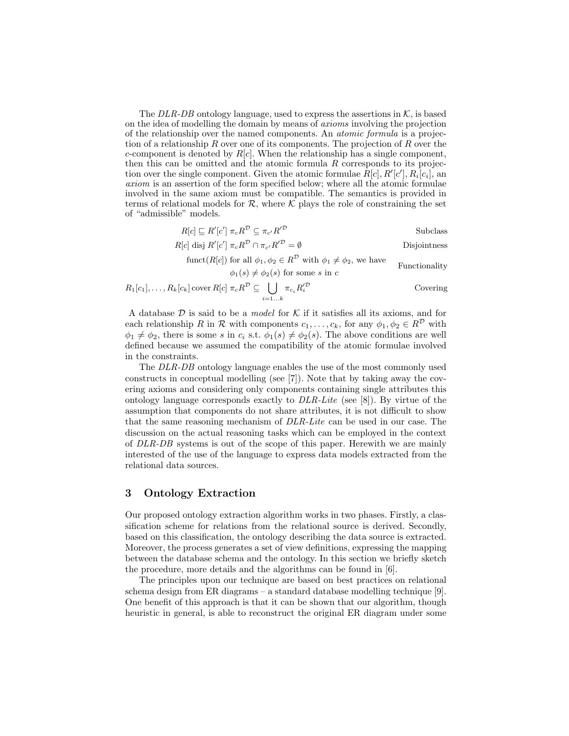The *DLR-DB* ontology language, used to express the assertions in $\mathcal{K}$, is based on the idea of modelling the domain by means of *axioms* involving the projection of the relationship over the named components. An *atomic formula* is a projection of a relationship $R$ over one of its components. The projection of $R$ over the $c$-component is denoted by $R[c]$. When the relationship has a single component, then this can be omitted and the atomic formula $R$ corresponds to its projection over the single component. Given the atomic formulae $R[c], R'[c'], R_i[c_i]$, an *axiom* is an assertion of the form specified below; where all the atomic formulae involved in the same axiom must be compatible. The semantics is provided in terms of relational models for $\mathcal{R}$, where $\mathcal{K}$ plays the role of constraining the set of "admissible" models.

| Axiom | Semantics | Name |
|---|---|---|
| $R[c] \sqsubseteq R'[c']$ | $\pi_c R^{\mathcal{D}} \subseteq \pi_{c'} R'^{\mathcal{D}}$ | Subclass |
| $R[c]$ disj $R'[c']$ | $\pi_c R^{\mathcal{D}} \cap \pi_{c'} R'^{\mathcal{D}} = \emptyset$ | Disjointness |
| funct$(R[c])$ | for all $\phi_1, \phi_2 \in R^{\mathcal{D}}$ with $\phi_1 \neq \phi_2$, we have $\phi_1(s) \neq \phi_2(s)$ for some $s$ in $c$ | Functionality |
| $R_1[c_1], \ldots, R_k[c_k]$ cover $R[c]$ | $\pi_c R^{\mathcal{D}} \subseteq \bigcup_{i=1\ldots k} \pi_{c_i} R_i'^{\mathcal{D}}$ | Covering |

A database $\mathcal{D}$ is said to be a *model* for $\mathcal{K}$ if it satisfies all its axioms, and for each relationship $R$ in $\mathcal{R}$ with components $c_1, \ldots, c_k$, for any $\phi_1, \phi_2 \in R^{\mathcal{D}}$ with $\phi_1 \neq \phi_2$, there is some $s$ in $c_i$ s.t. $\phi_1(s) \neq \phi_2(s)$. The above conditions are well defined because we assumed the compatibility of the atomic formulae involved in the constraints.

The *DLR-DB* ontology language enables the use of the most commonly used constructs in conceptual modelling (see [7]). Note that by taking away the covering axioms and considering only components containing single attributes this ontology language corresponds exactly to *DLR-Lite* (see [8]). By virtue of the assumption that components do not share attributes, it is not difficult to show that the same reasoning mechanism of *DLR-Lite* can be used in our case. The discussion on the actual reasoning tasks which can be employed in the context of *DLR-DB* systems is out of the scope of this paper. Herewith we are mainly interested of the use of the language to express data models extracted from the relational data sources.

## 3 Ontology Extraction

Our proposed ontology extraction algorithm works in two phases. Firstly, a classification scheme for relations from the relational source is derived. Secondly, based on this classification, the ontology describing the data source is extracted. Moreover, the process generates a set of view definitions, expressing the mapping between the database schema and the ontology. In this section we briefly sketch the procedure, more details and the algorithms can be found in [6].

The principles upon our technique are based on best practices on relational schema design from ER diagrams – a standard database modelling technique [9]. One benefit of this approach is that it can be shown that our algorithm, though heuristic in general, is able to reconstruct the original ER diagram under some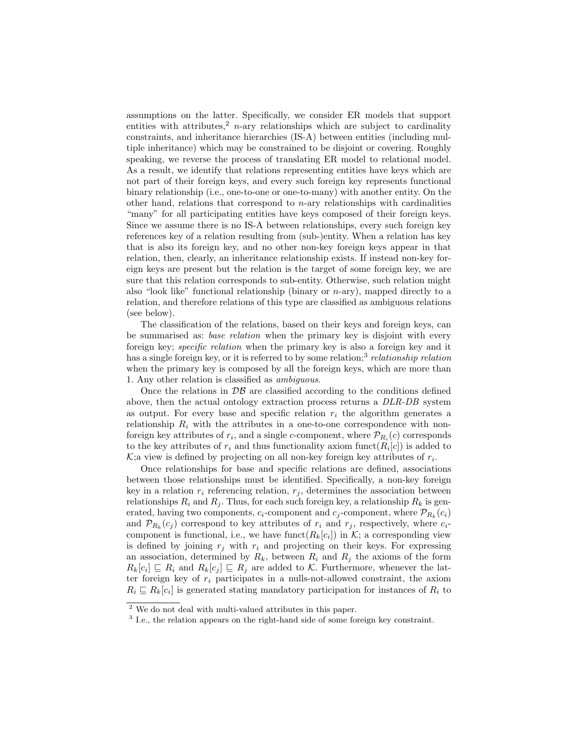assumptions on the latter. Specifically, we consider ER models that support entities with attributes,[2] $n$-ary relationships which are subject to cardinality constraints, and inheritance hierarchies (IS-A) between entities (including multiple inheritance) which may be constrained to be disjoint or covering. Roughly speaking, we reverse the process of translating ER model to relational model. As a result, we identify that relations representing entities have keys which are not part of their foreign keys, and every such foreign key represents functional binary relationship (i.e., one-to-one or one-to-many) with another entity. On the other hand, relations that correspond to $n$-ary relationships with cardinalities "many" for all participating entities have keys composed of their foreign keys. Since we assume there is no IS-A between relationships, every such foreign key references key of a relation resulting from (sub-)entity. When a relation has key that is also its foreign key, and no other non-key foreign keys appear in that relation, then, clearly, an inheritance relationship exists. If instead non-key foreign keys are present but the relation is the target of some foreign key, we are sure that this relation corresponds to sub-entity. Otherwise, such relation might also "look like" functional relationship (binary or $n$-ary), mapped directly to a relation, and therefore relations of this type are classified as ambiguous relations (see below).

The classification of the relations, based on their keys and foreign keys, can be summarised as: *base relation* when the primary key is disjoint with every foreign key; *specific relation* when the primary key is also a foreign key and it has a single foreign key, or it is referred to by some relation;[3] *relationship relation* when the primary key is composed by all the foreign keys, which are more than 1. Any other relation is classified as *ambiguous*.

Once the relations in $\mathcal{DB}$ are classified according to the conditions defined above, then the actual ontology extraction process returns a *DLR-DB* system as output. For every base and specific relation $r_i$ the algorithm generates a relationship $R_i$ with the attributes in a one-to-one correspondence with non-foreign key attributes of $r_i$, and a single $c$-component, where $\mathcal{P}_{R_i}(c)$ corresponds to the key attributes of $r_i$ and thus functionality axiom $\text{funct}(R_i[c])$ is added to $\mathcal{K}$;a view is defined by projecting on all non-key foreign key attributes of $r_i$.

Once relationships for base and specific relations are defined, associations between those relationships must be identified. Specifically, a non-key foreign key in a relation $r_i$ referencing relation, $r_j$, determines the association between relationships $R_i$ and $R_j$. Thus, for each such foreign key, a relationship $R_k$ is generated, having two components, $c_i$-component and $c_j$-component, where $\mathcal{P}_{R_k}(c_i)$ and $\mathcal{P}_{R_k}(c_j)$ correspond to key attributes of $r_i$ and $r_j$, respectively, where $c_i$-component is functional, i.e., we have $\text{funct}(R_k[c_i])$ in $\mathcal{K}$; a corresponding view is defined by joining $r_j$ with $r_i$ and projecting on their keys. For expressing an association, determined by $R_k$, between $R_i$ and $R_j$ the axioms of the form $R_k[c_i] \sqsubseteq R_i$ and $R_k[c_j] \sqsubseteq R_j$ are added to $\mathcal{K}$. Furthermore, whenever the latter foreign key of $r_i$ participates in a nulls-not-allowed constraint, the axiom $R_i \sqsubseteq R_k[c_i]$ is generated stating mandatory participation for instances of $R_i$ to

[2] We do not deal with multi-valued attributes in this paper.

[3] I.e., the relation appears on the right-hand side of some foreign key constraint.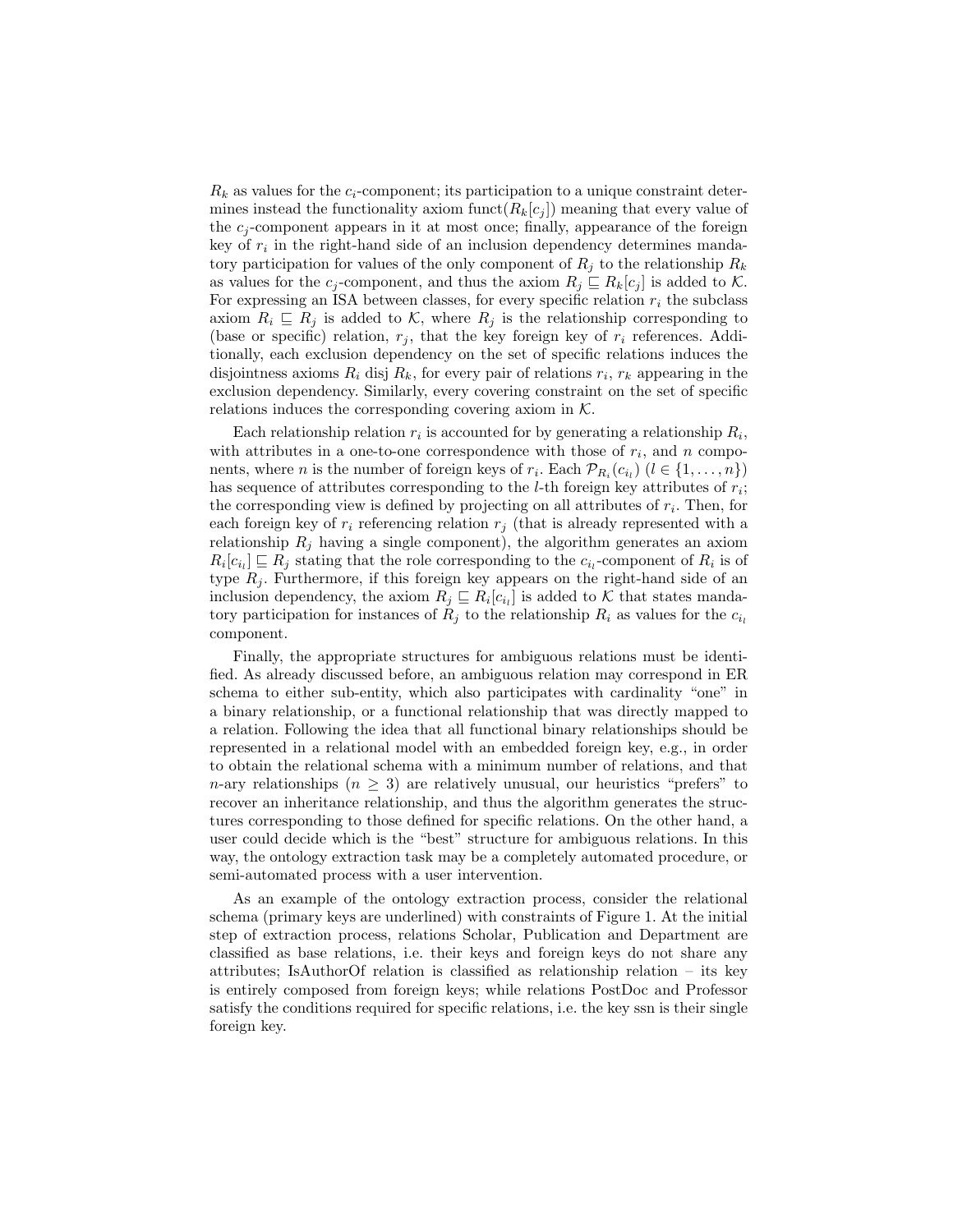$R_k$ as values for the $c_i$-component; its participation to a unique constraint determines instead the functionality axiom $\text{funct}(R_k[c_j])$ meaning that every value of the $c_j$-component appears in it at most once; finally, appearance of the foreign key of $r_i$ in the right-hand side of an inclusion dependency determines mandatory participation for values of the only component of $R_j$ to the relationship $R_k$ as values for the $c_j$-component, and thus the axiom $R_j \sqsubseteq R_k[c_j]$ is added to $\mathcal{K}$. For expressing an ISA between classes, for every specific relation $r_i$ the subclass axiom $R_i \sqsubseteq R_j$ is added to $\mathcal{K}$, where $R_j$ is the relationship corresponding to (base or specific) relation, $r_j$, that the key foreign key of $r_i$ references. Additionally, each exclusion dependency on the set of specific relations induces the disjointness axioms $R_i$ disj $R_k$, for every pair of relations $r_i$, $r_k$ appearing in the exclusion dependency. Similarly, every covering constraint on the set of specific relations induces the corresponding covering axiom in $\mathcal{K}$.

Each relationship relation $r_i$ is accounted for by generating a relationship $R_i$, with attributes in a one-to-one correspondence with those of $r_i$, and $n$ components, where $n$ is the number of foreign keys of $r_i$. Each $\mathcal{P}_{R_i}(c_{i_l})$ ($l \in \{1, \dots, n\}$) has sequence of attributes corresponding to the $l$-th foreign key attributes of $r_i$; the corresponding view is defined by projecting on all attributes of $r_i$. Then, for each foreign key of $r_i$ referencing relation $r_j$ (that is already represented with a relationship $R_j$ having a single component), the algorithm generates an axiom $R_i[c_{i_l}] \sqsubseteq R_j$ stating that the role corresponding to the $c_{i_l}$-component of $R_i$ is of type $R_j$. Furthermore, if this foreign key appears on the right-hand side of an inclusion dependency, the axiom $R_j \sqsubseteq R_i[c_{i_l}]$ is added to $\mathcal{K}$ that states mandatory participation for instances of $R_j$ to the relationship $R_i$ as values for the $c_{i_l}$ component.

Finally, the appropriate structures for ambiguous relations must be identified. As already discussed before, an ambiguous relation may correspond in ER schema to either sub-entity, which also participates with cardinality "one" in a binary relationship, or a functional relationship that was directly mapped to a relation. Following the idea that all functional binary relationships should be represented in a relational model with an embedded foreign key, e.g., in order to obtain the relational schema with a minimum number of relations, and that $n$-ary relationships ($n \geq 3$) are relatively unusual, our heuristics "prefers" to recover an inheritance relationship, and thus the algorithm generates the structures corresponding to those defined for specific relations. On the other hand, a user could decide which is the "best" structure for ambiguous relations. In this way, the ontology extraction task may be a completely automated procedure, or semi-automated process with a user intervention.

As an example of the ontology extraction process, consider the relational schema (primary keys are underlined) with constraints of Figure 1. At the initial step of extraction process, relations Scholar, Publication and Department are classified as base relations, i.e. their keys and foreign keys do not share any attributes; IsAuthorOf relation is classified as relationship relation – its key is entirely composed from foreign keys; while relations PostDoc and Professor satisfy the conditions required for specific relations, i.e. the key ssn is their single foreign key.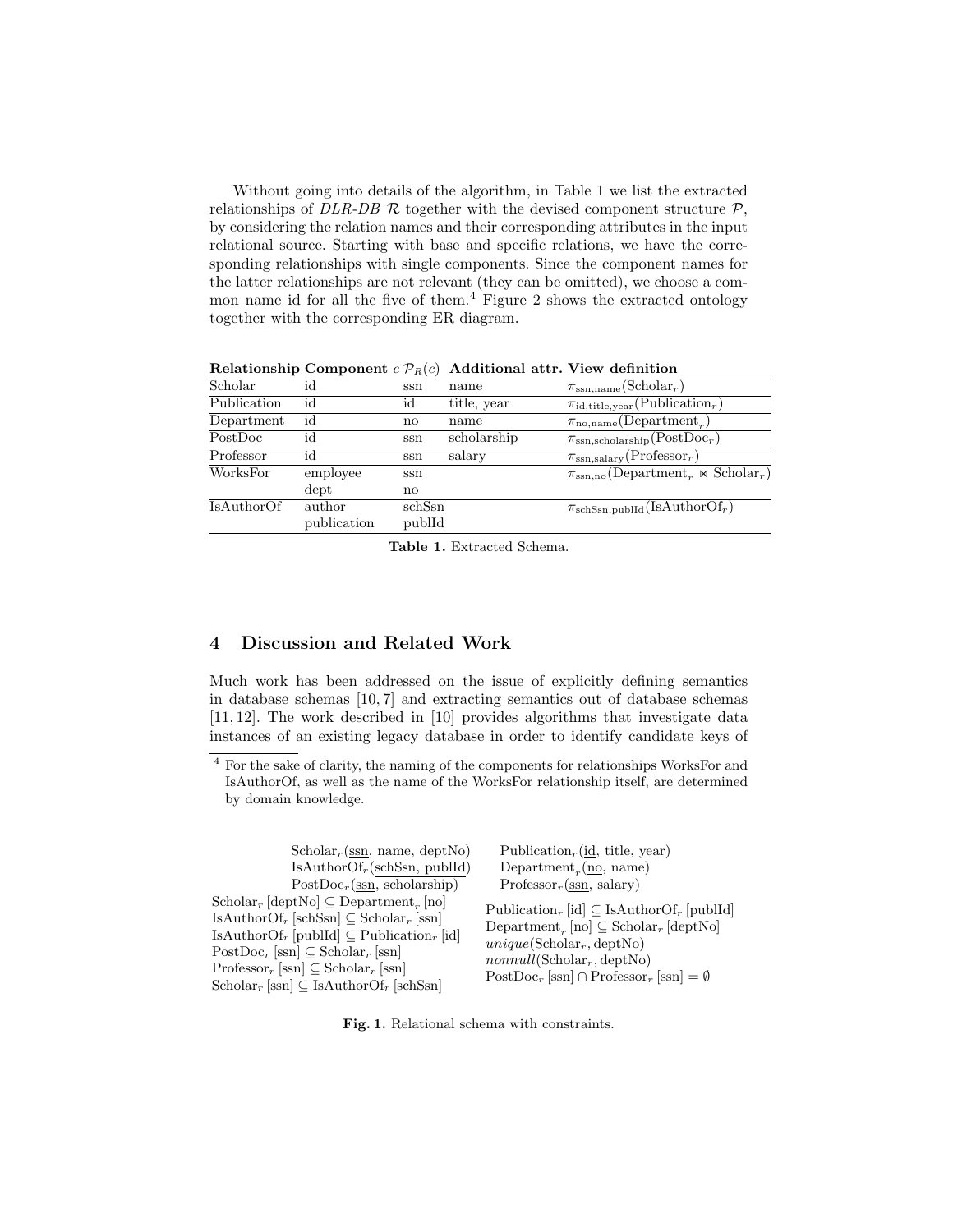Without going into details of the algorithm, in Table 1 we list the extracted relationships of *DLR-DB* $\mathcal{R}$ together with the devised component structure $\mathcal{P}$, by considering the relation names and their corresponding attributes in the input relational source. Starting with base and specific relations, we have the corresponding relationships with single components. Since the component names for the latter relationships are not relevant (they can be omitted), we choose a common name id for all the five of them.[4] Figure 2 shows the extracted ontology together with the corresponding ER diagram.

| **Relationship** | **Component** $c$ | $\mathcal{P}_R(c)$ | **Additional attr.** | **View definition** |
|---|---|---|---|---|
| Scholar | id | ssn | name | $\pi_{\text{ssn,name}}(\text{Scholar}_r)$ |
| Publication | id | id | title, year | $\pi_{\text{id,title,year}}(\text{Publication}_r)$ |
| Department | id | no | name | $\pi_{\text{no,name}}(\text{Department}_r)$ |
| PostDoc | id | ssn | scholarship | $\pi_{\text{ssn,scholarship}}(\text{PostDoc}_r)$ |
| Professor | id | ssn | salary | $\pi_{\text{ssn,salary}}(\text{Professor}_r)$ |
| WorksFor | employee<br>dept | ssn<br>no | | $\pi_{\text{ssn,no}}(\text{Department}_r \bowtie \text{Scholar}_r)$ |
| IsAuthorOf | author<br>publication | schSsn<br>publId | | $\pi_{\text{schSsn,publId}}(\text{IsAuthorOf}_r)$ |

**Table 1.** Extracted Schema.

## 4 Discussion and Related Work

Much work has been addressed on the issue of explicitly defining semantics in database schemas [10, 7] and extracting semantics out of database schemas [11, 12]. The work described in [10] provides algorithms that investigate data instances of an existing legacy database in order to identify candidate keys of

[4] For the sake of clarity, the naming of the components for relationships WorksFor and IsAuthorOf, as well as the name of the WorksFor relationship itself, are determined by domain knowledge.

$\text{Scholar}_r(\underline{\text{ssn}}, \text{name}, \text{deptNo})$
$\text{IsAuthorOf}_r(\underline{\text{schSsn}, \text{publId}})$
$\text{PostDoc}_r(\underline{\text{ssn}}, \text{scholarship})$
$\text{Publication}_r(\underline{\text{id}}, \text{title}, \text{year})$
$\text{Department}_r(\underline{\text{no}}, \text{name})$
$\text{Professor}_r(\underline{\text{ssn}}, \text{salary})$

$\text{Scholar}_r\,[\text{deptNo}] \subseteq \text{Department}_r\,[\text{no}]$
$\text{IsAuthorOf}_r\,[\text{schSsn}] \subseteq \text{Scholar}_r\,[\text{ssn}]$
$\text{IsAuthorOf}_r\,[\text{publId}] \subseteq \text{Publication}_r\,[\text{id}]$
$\text{PostDoc}_r\,[\text{ssn}] \subseteq \text{Scholar}_r\,[\text{ssn}]$
$\text{Professor}_r\,[\text{ssn}] \subseteq \text{Scholar}_r\,[\text{ssn}]$
$\text{Scholar}_r\,[\text{ssn}] \subseteq \text{IsAuthorOf}_r\,[\text{schSsn}]$
$\text{Publication}_r\,[\text{id}] \subseteq \text{IsAuthorOf}_r\,[\text{publId}]$
$\text{Department}_r\,[\text{no}] \subseteq \text{Scholar}_r\,[\text{deptNo}]$
$\mathit{unique}(\text{Scholar}_r, \text{deptNo})$
$\mathit{nonnull}(\text{Scholar}_r, \text{deptNo})$
$\text{PostDoc}_r\,[\text{ssn}] \cap \text{Professor}_r\,[\text{ssn}] = \emptyset$

**Fig. 1.** Relational schema with constraints.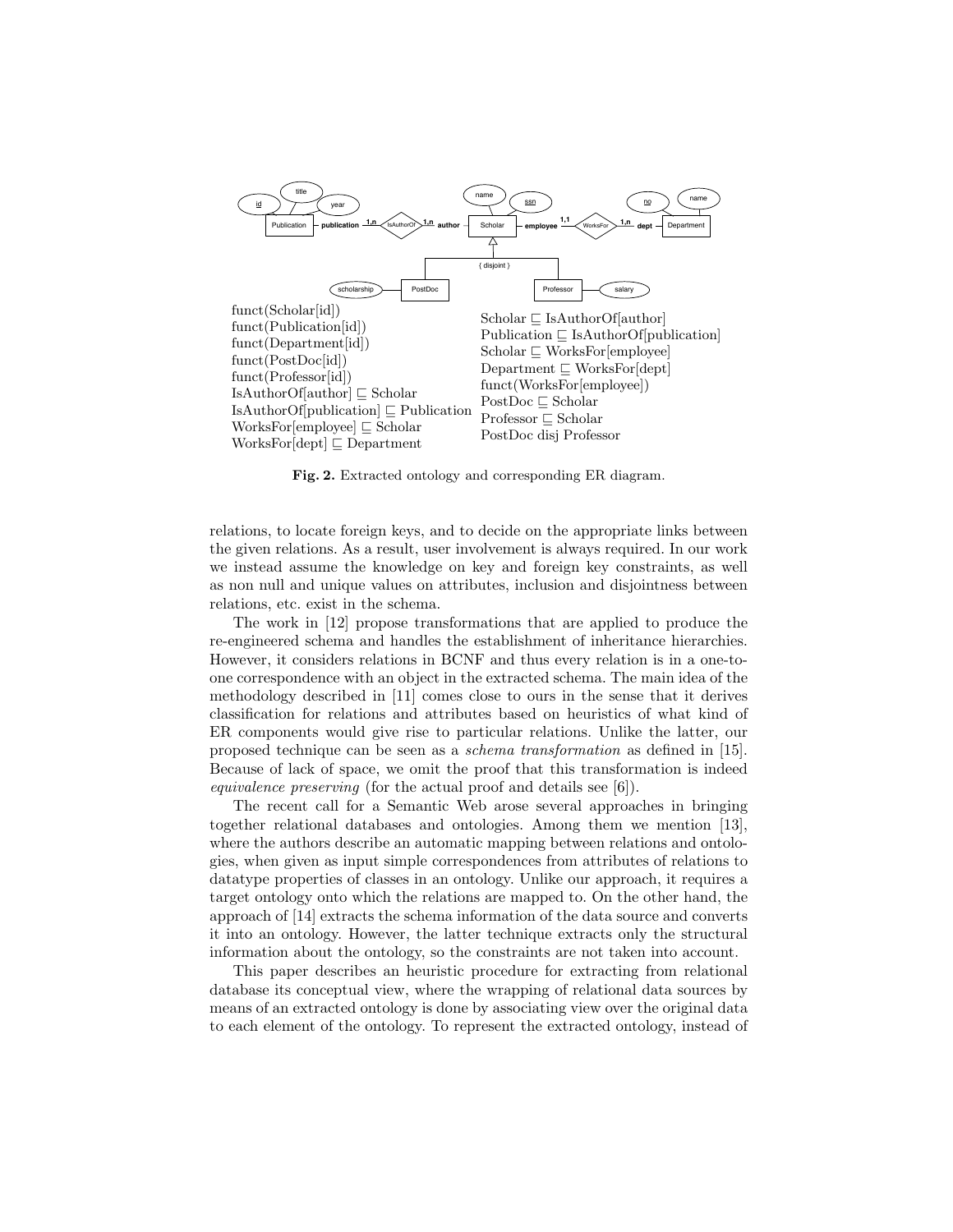funct(Scholar[id])
funct(Publication[id])
funct(Department[id])
funct(PostDoc[id])
funct(Professor[id])
IsAuthorOf[author] $\sqsubseteq$ Scholar
IsAuthorOf[publication] $\sqsubseteq$ Publication
WorksFor[employee] $\sqsubseteq$ Scholar
WorksFor[dept] $\sqsubseteq$ Department

Scholar $\sqsubseteq$ IsAuthorOf[author]
Publication $\sqsubseteq$ IsAuthorOf[publication]
Scholar $\sqsubseteq$ WorksFor[employee]
Department $\sqsubseteq$ WorksFor[dept]
funct(WorksFor[employee])
PostDoc $\sqsubseteq$ Scholar
Professor $\sqsubseteq$ Scholar
PostDoc disj Professor

**Fig. 2.** Extracted ontology and corresponding ER diagram.

relations, to locate foreign keys, and to decide on the appropriate links between the given relations. As a result, user involvement is always required. In our work we instead assume the knowledge on key and foreign key constraints, as well as non null and unique values on attributes, inclusion and disjointness between relations, etc. exist in the schema.

The work in [12] propose transformations that are applied to produce the re-engineered schema and handles the establishment of inheritance hierarchies. However, it considers relations in BCNF and thus every relation is in a one-to-one correspondence with an object in the extracted schema. The main idea of the methodology described in [11] comes close to ours in the sense that it derives classification for relations and attributes based on heuristics of what kind of ER components would give rise to particular relations. Unlike the latter, our proposed technique can be seen as a *schema transformation* as defined in [15]. Because of lack of space, we omit the proof that this transformation is indeed *equivalence preserving* (for the actual proof and details see [6]).

The recent call for a Semantic Web arose several approaches in bringing together relational databases and ontologies. Among them we mention [13], where the authors describe an automatic mapping between relations and ontologies, when given as input simple correspondences from attributes of relations to datatype properties of classes in an ontology. Unlike our approach, it requires a target ontology onto which the relations are mapped to. On the other hand, the approach of [14] extracts the schema information of the data source and converts it into an ontology. However, the latter technique extracts only the structural information about the ontology, so the constraints are not taken into account.

This paper describes an heuristic procedure for extracting from relational database its conceptual view, where the wrapping of relational data sources by means of an extracted ontology is done by associating view over the original data to each element of the ontology. To represent the extracted ontology, instead of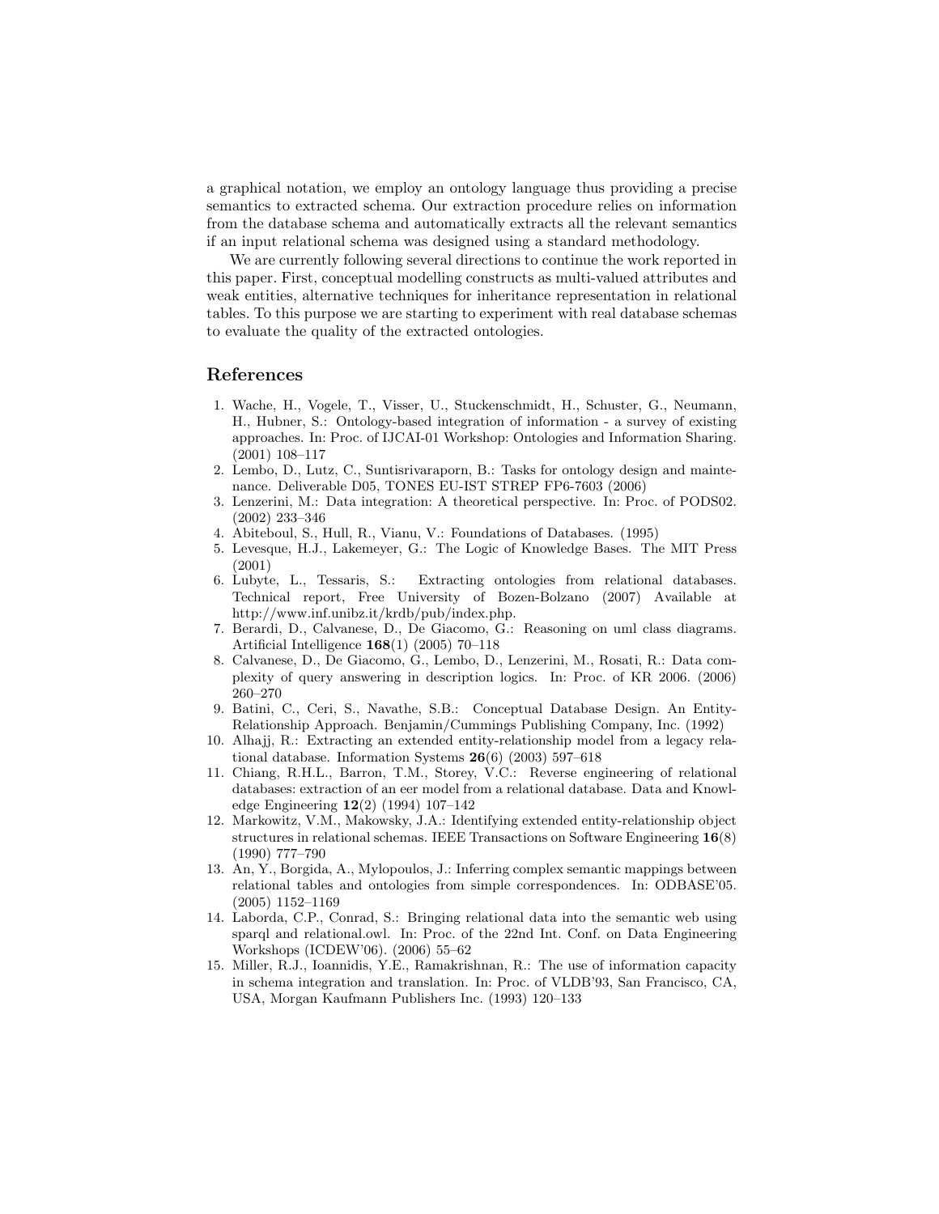a graphical notation, we employ an ontology language thus providing a precise semantics to extracted schema. Our extraction procedure relies on information from the database schema and automatically extracts all the relevant semantics if an input relational schema was designed using a standard methodology.

We are currently following several directions to continue the work reported in this paper. First, conceptual modelling constructs as multi-valued attributes and weak entities, alternative techniques for inheritance representation in relational tables. To this purpose we are starting to experiment with real database schemas to evaluate the quality of the extracted ontologies.

## References

1. Wache, H., Vogele, T., Visser, U., Stuckenschmidt, H., Schuster, G., Neumann, H., Hubner, S.: Ontology-based integration of information - a survey of existing approaches. In: Proc. of IJCAI-01 Workshop: Ontologies and Information Sharing. (2001) 108–117
2. Lembo, D., Lutz, C., Suntisrivaraporn, B.: Tasks for ontology design and maintenance. Deliverable D05, TONES EU-IST STREP FP6-7603 (2006)
3. Lenzerini, M.: Data integration: A theoretical perspective. In: Proc. of PODS02. (2002) 233–346
4. Abiteboul, S., Hull, R., Vianu, V.: Foundations of Databases. (1995)
5. Levesque, H.J., Lakemeyer, G.: The Logic of Knowledge Bases. The MIT Press (2001)
6. Lubyte, L., Tessaris, S.: Extracting ontologies from relational databases. Technical report, Free University of Bozen-Bolzano (2007) Available at http://www.inf.unibz.it/krdb/pub/index.php.
7. Berardi, D., Calvanese, D., De Giacomo, G.: Reasoning on uml class diagrams. Artificial Intelligence **168**(1) (2005) 70–118
8. Calvanese, D., De Giacomo, G., Lembo, D., Lenzerini, M., Rosati, R.: Data complexity of query answering in description logics. In: Proc. of KR 2006. (2006) 260–270
9. Batini, C., Ceri, S., Navathe, S.B.: Conceptual Database Design. An Entity-Relationship Approach. Benjamin/Cummings Publishing Company, Inc. (1992)
10. Alhajj, R.: Extracting an extended entity-relationship model from a legacy relational database. Information Systems **26**(6) (2003) 597–618
11. Chiang, R.H.L., Barron, T.M., Storey, V.C.: Reverse engineering of relational databases: extraction of an eer model from a relational database. Data and Knowledge Engineering **12**(2) (1994) 107–142
12. Markowitz, V.M., Makowsky, J.A.: Identifying extended entity-relationship object structures in relational schemas. IEEE Transactions on Software Engineering **16**(8) (1990) 777–790
13. An, Y., Borgida, A., Mylopoulos, J.: Inferring complex semantic mappings between relational tables and ontologies from simple correspondences. In: ODBASE'05. (2005) 1152–1169
14. Laborda, C.P., Conrad, S.: Bringing relational data into the semantic web using sparql and relational.owl. In: Proc. of the 22nd Int. Conf. on Data Engineering Workshops (ICDEW'06). (2006) 55–62
15. Miller, R.J., Ioannidis, Y.E., Ramakrishnan, R.: The use of information capacity in schema integration and translation. In: Proc. of VLDB'93, San Francisco, CA, USA, Morgan Kaufmann Publishers Inc. (1993) 120–133